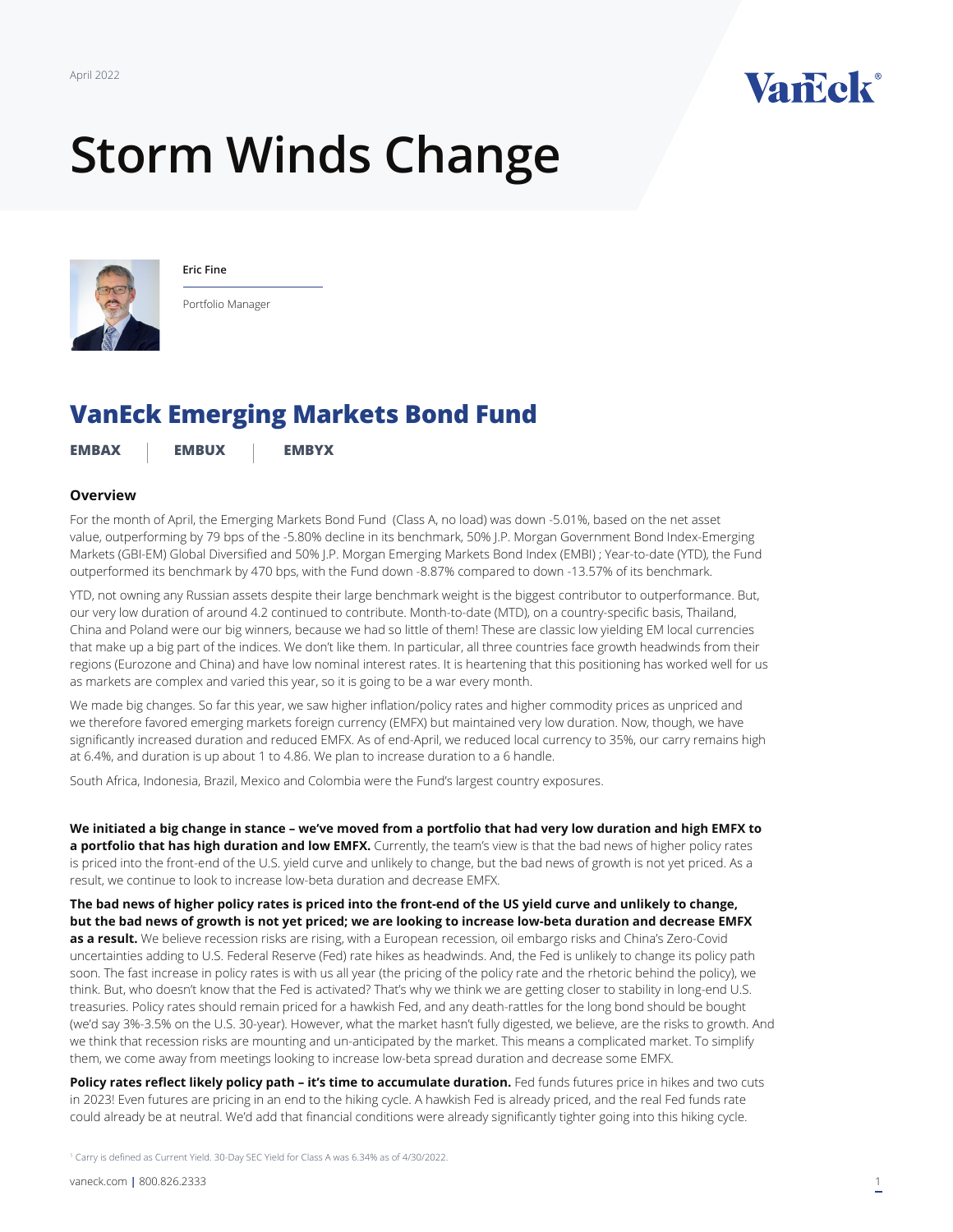April 2022

# Storm Winds Change

**Eric Fine**

Portfolio Manager

## VanEck Emerging Markets Bond Fund

**EMBAX** | **EMBUX** | **EMBYX**

### Overview

For the month of April, the Emerging Markets Bond Fund (Class A, no load) was down -5.01%, based on the net asset value, outperforming by 79 bps of the -5.80% decline in its benchmark, 50% J.P. Morgan Government Bond Index-Emerging Markets (GBI-EM) Global Diversified and 50% J.P. Morgan Emerging Markets Bond Index (EMBI) ; Year-to-date (YTD), the Fund outperformed its benchmark by 470 bps, with the Fund down -8.87% compared to down -13.57% of its benchmark.

YTD, not owning any Russian assets despite their large benchmark weight is the biggest contributor to outperformance. But, our very low duration of around 4.2 continued to contribute. Month-to-date (MTD), on a country-specific basis, Thailand, China and Poland were our big winners, because we had so little of them! These are classic low yielding EM local currencies that make up a big part of the indices. We don't like them. In particular, all three countries face growth headwinds from their regions (Eurozone and China) and have low nominal interest rates. It is heartening that this positioning has worked well for us as markets are complex and varied this year, so it is going to be a war every month.

We made big changes. So far this year, we saw higher inflation/policy rates and higher commodity prices as unpriced and we therefore favored emerging markets foreign currency (EMFX) but maintained very low duration. Now, though, we have significantly increased duration and reduced EMFX. As of end-April, we reduced local currency to 35%, our carry remains high at 6.4%, and duration is up about 1 to 4.86. We plan to increase duration to a 6 handle.

South Africa, Indonesia, Brazil, Mexico and Colombia were the Fund's largest country exposures.

**We initiated a big change in stance – we've moved from a portfolio that had very low duration and high EMFX to a portfolio that has high duration and low EMFX.** Currently, the team's view is that the bad news of higher policy rates is priced into the front-end of the U.S. yield curve and unlikely to change, but the bad news of growth is not yet priced. As a result, we continue to look to increase low-beta duration and decrease EMFX.

**The bad news of higher policy rates is priced into the front-end of the US yield curve and unlikely to change, but the bad news of growth is not yet priced; we are looking to increase low-beta duration and decrease EMFX as a result.** We believe recession risks are rising, with a European recession, oil embargo risks and China's Zero-Covid uncertainties adding to U.S. Federal Reserve (Fed) rate hikes as headwinds. And, the Fed is unlikely to change its policy path soon. The fast increase in policy rates is with us all year (the pricing of the policy rate and the rhetoric behind the policy), we think. But, who doesn't know that the Fed is activated? That's why we think we are getting closer to stability in long-end U.S. treasuries. Policy rates should remain priced for a hawkish Fed, and any death-rattles for the long bond should be bought (we'd say 3%-3.5% on the U.S. 30-year). However, what the market hasn't fully digested, we believe, are the risks to growth. And we think that recession risks are mounting and un-anticipated by the market. This means a complicated market. To simplify them, we come away from meetings looking to increase low-beta spread duration and decrease some EMFX.

**Policy rates reflect likely policy path – it's time to accumulate duration.** Fed funds futures price in hikes and two cuts in 2023! Even futures are pricing in an end to the hiking cycle. A hawkish Fed is already priced, and the real Fed funds rate could already be at neutral. We'd add that financial conditions were already significantly tighter going into this hiking cycle.

[1] Carry is defined as Current Yield. 30-Day SEC Yield for Class A was 6.34% as of 4/30/2022.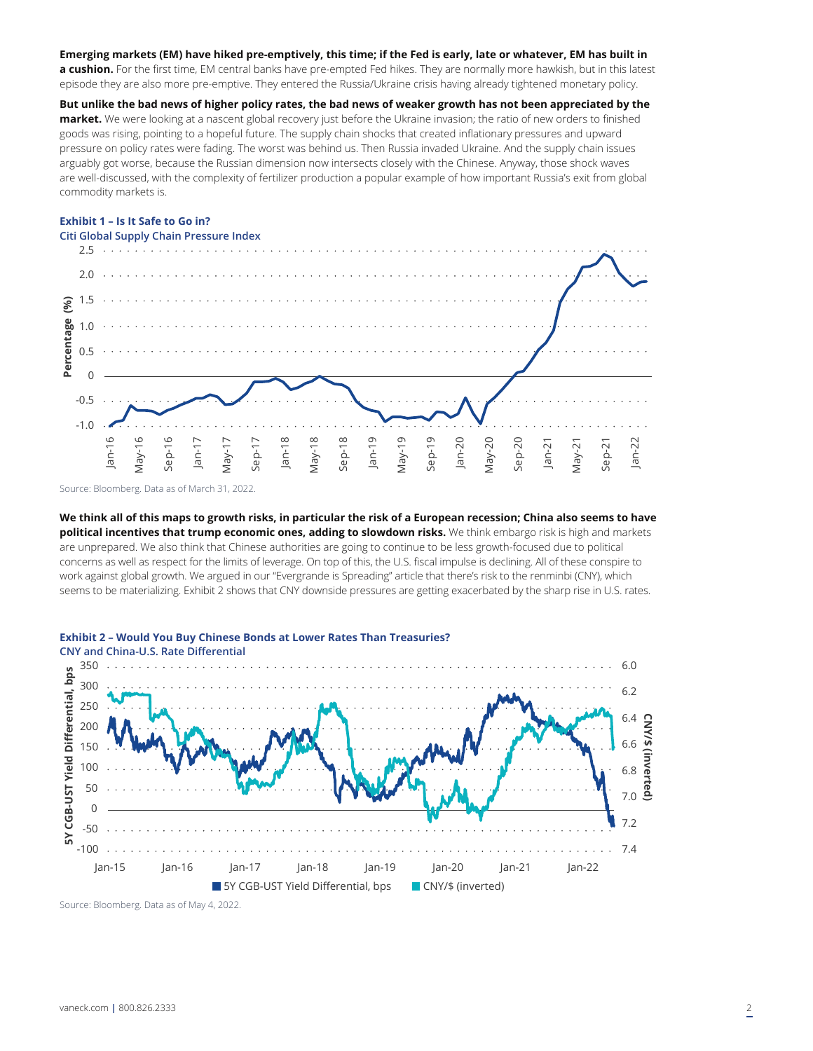**Emerging markets (EM) have hiked pre-emptively, this time; if the Fed is early, late or whatever, EM has built in a cushion.** For the first time, EM central banks have pre-empted Fed hikes. They are normally more hawkish, but in this latest episode they are also more pre-emptive. They entered the Russia/Ukraine crisis having already tightened monetary policy.

**But unlike the bad news of higher policy rates, the bad news of weaker growth has not been appreciated by the market.** We were looking at a nascent global recovery just before the Ukraine invasion; the ratio of new orders to finished goods was rising, pointing to a hopeful future. The supply chain shocks that created inflationary pressures and upward pressure on policy rates were fading. The worst was behind us. Then Russia invaded Ukraine. And the supply chain issues arguably got worse, because the Russian dimension now intersects closely with the Chinese. Anyway, those shock waves are well-discussed, with the complexity of fertilizer production a popular example of how important Russia's exit from global commodity markets is.

**Exhibit 1 – Is It Safe to Go in?**

**Citi Global Supply Chain Pressure Index**

Source: Bloomberg. Data as of March 31, 2022.

**We think all of this maps to growth risks, in particular the risk of a European recession; China also seems to have political incentives that trump economic ones, adding to slowdown risks.** We think embargo risk is high and markets are unprepared. We also think that Chinese authorities are going to continue to be less growth-focused due to political concerns as well as respect for the limits of leverage. On top of this, the U.S. fiscal impulse is declining. All of these conspire to work against global growth. We argued in our "Evergrande is Spreading" article that there's risk to the renminbi (CNY), which seems to be materializing. Exhibit 2 shows that CNY downside pressures are getting exacerbated by the sharp rise in U.S. rates.

**Exhibit 2 – Would You Buy Chinese Bonds at Lower Rates Than Treasuries?**

**CNY and China-U.S. Rate Differential**

Source: Bloomberg. Data as of May 4, 2022.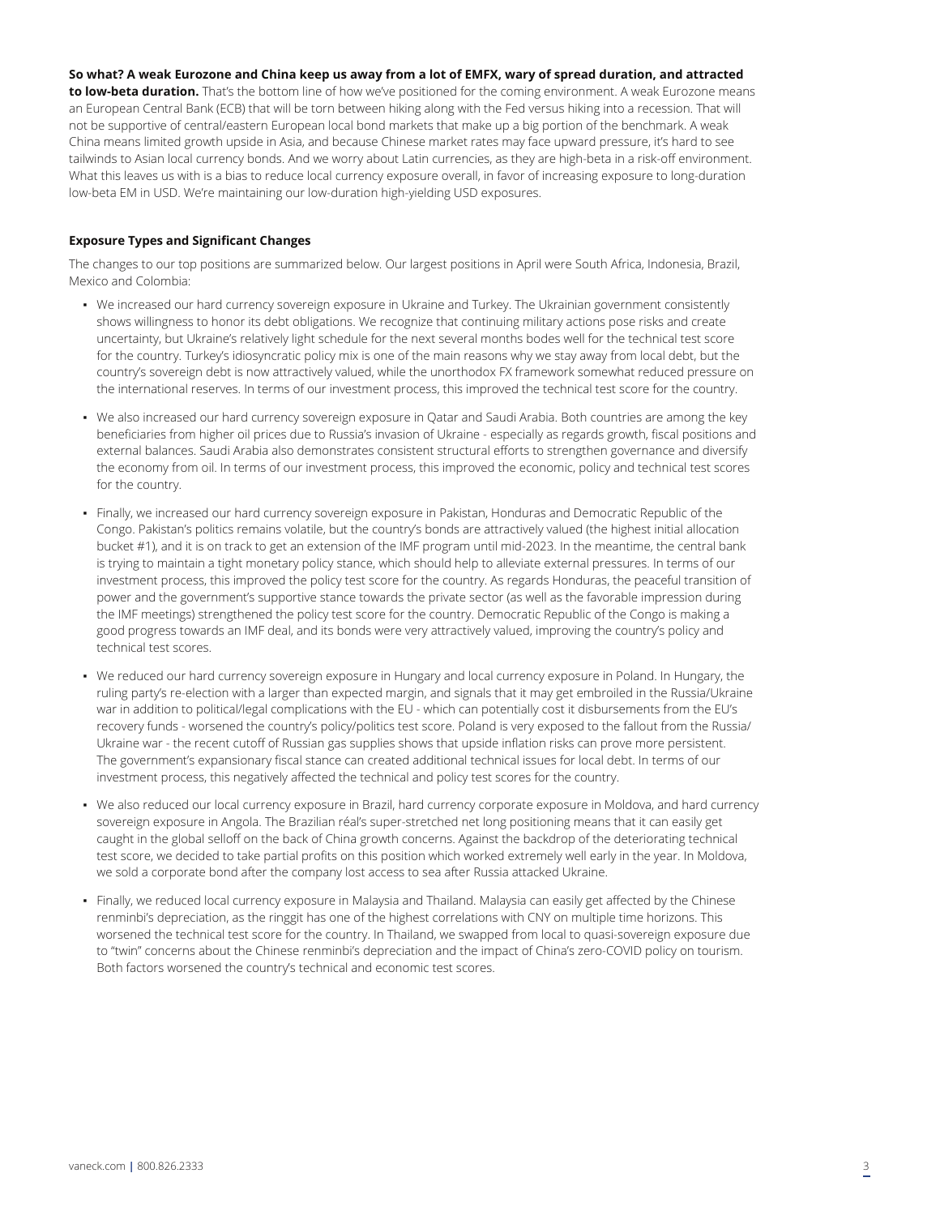**So what? A weak Eurozone and China keep us away from a lot of EMFX, wary of spread duration, and attracted to low-beta duration.** That's the bottom line of how we've positioned for the coming environment. A weak Eurozone means an European Central Bank (ECB) that will be torn between hiking along with the Fed versus hiking into a recession. That will not be supportive of central/eastern European local bond markets that make up a big portion of the benchmark. A weak China means limited growth upside in Asia, and because Chinese market rates may face upward pressure, it's hard to see tailwinds to Asian local currency bonds. And we worry about Latin currencies, as they are high-beta in a risk-off environment. What this leaves us with is a bias to reduce local currency exposure overall, in favor of increasing exposure to long-duration low-beta EM in USD. We're maintaining our low-duration high-yielding USD exposures.

### Exposure Types and Significant Changes

The changes to our top positions are summarized below. Our largest positions in April were South Africa, Indonesia, Brazil, Mexico and Colombia:

- We increased our hard currency sovereign exposure in Ukraine and Turkey. The Ukrainian government consistently shows willingness to honor its debt obligations. We recognize that continuing military actions pose risks and create uncertainty, but Ukraine's relatively light schedule for the next several months bodes well for the technical test score for the country. Turkey's idiosyncratic policy mix is one of the main reasons why we stay away from local debt, but the country's sovereign debt is now attractively valued, while the unorthodox FX framework somewhat reduced pressure on the international reserves. In terms of our investment process, this improved the technical test score for the country.
- We also increased our hard currency sovereign exposure in Qatar and Saudi Arabia. Both countries are among the key beneficiaries from higher oil prices due to Russia's invasion of Ukraine - especially as regards growth, fiscal positions and external balances. Saudi Arabia also demonstrates consistent structural efforts to strengthen governance and diversify the economy from oil. In terms of our investment process, this improved the economic, policy and technical test scores for the country.
- Finally, we increased our hard currency sovereign exposure in Pakistan, Honduras and Democratic Republic of the Congo. Pakistan's politics remains volatile, but the country's bonds are attractively valued (the highest initial allocation bucket #1), and it is on track to get an extension of the IMF program until mid-2023. In the meantime, the central bank is trying to maintain a tight monetary policy stance, which should help to alleviate external pressures. In terms of our investment process, this improved the policy test score for the country. As regards Honduras, the peaceful transition of power and the government's supportive stance towards the private sector (as well as the favorable impression during the IMF meetings) strengthened the policy test score for the country. Democratic Republic of the Congo is making a good progress towards an IMF deal, and its bonds were very attractively valued, improving the country's policy and technical test scores.
- We reduced our hard currency sovereign exposure in Hungary and local currency exposure in Poland. In Hungary, the ruling party's re-election with a larger than expected margin, and signals that it may get embroiled in the Russia/Ukraine war in addition to political/legal complications with the EU - which can potentially cost it disbursements from the EU's recovery funds - worsened the country's policy/politics test score. Poland is very exposed to the fallout from the Russia/Ukraine war - the recent cutoff of Russian gas supplies shows that upside inflation risks can prove more persistent. The government's expansionary fiscal stance can created additional technical issues for local debt. In terms of our investment process, this negatively affected the technical and policy test scores for the country.
- We also reduced our local currency exposure in Brazil, hard currency corporate exposure in Moldova, and hard currency sovereign exposure in Angola. The Brazilian réal's super-stretched net long positioning means that it can easily get caught in the global selloff on the back of China growth concerns. Against the backdrop of the deteriorating technical test score, we decided to take partial profits on this position which worked extremely well early in the year. In Moldova, we sold a corporate bond after the company lost access to sea after Russia attacked Ukraine.
- Finally, we reduced local currency exposure in Malaysia and Thailand. Malaysia can easily get affected by the Chinese renminbi's depreciation, as the ringgit has one of the highest correlations with CNY on multiple time horizons. This worsened the technical test score for the country. In Thailand, we swapped from local to quasi-sovereign exposure due to "twin" concerns about the Chinese renminbi's depreciation and the impact of China's zero-COVID policy on tourism. Both factors worsened the country's technical and economic test scores.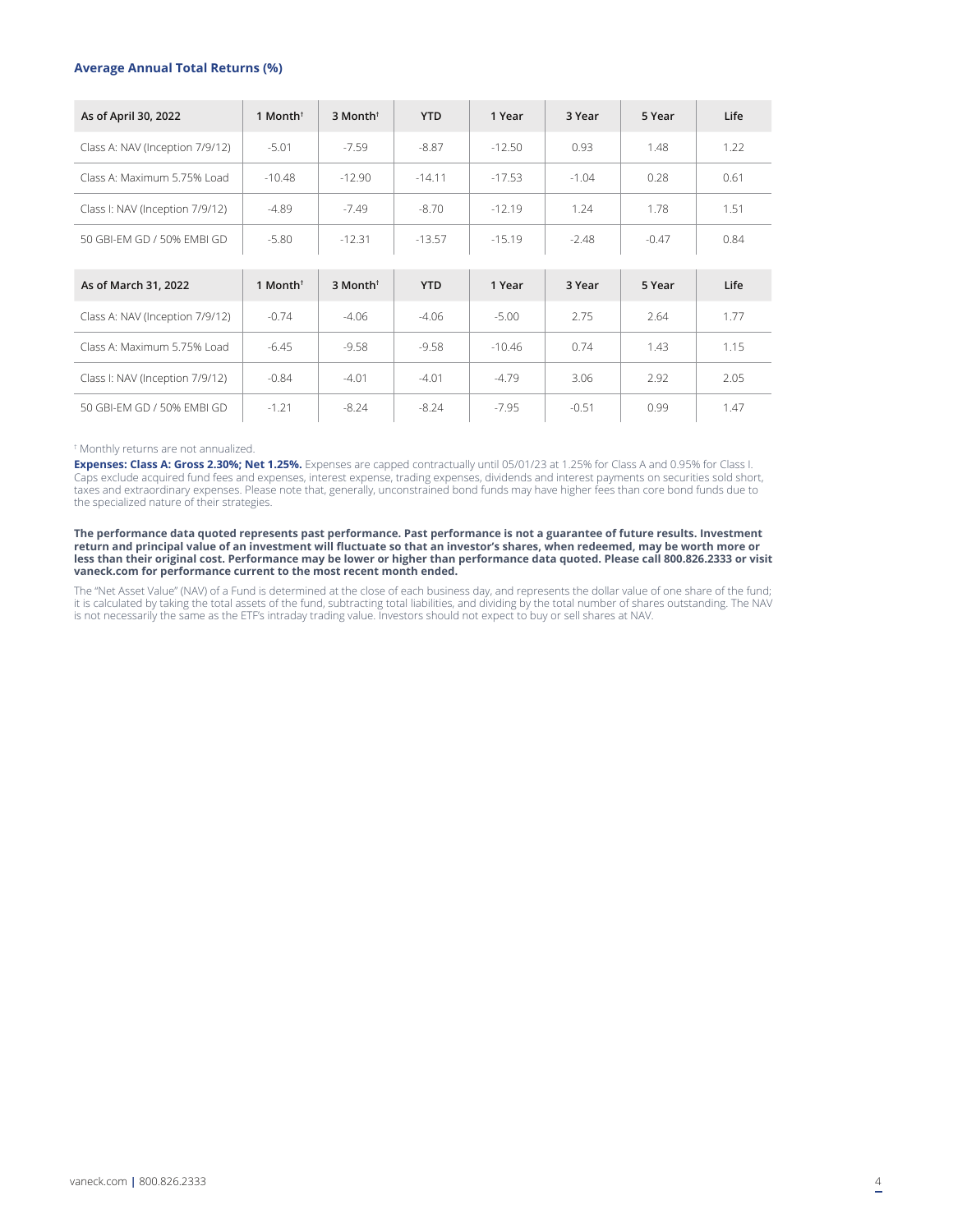### Average Annual Total Returns (%)

| As of April 30, 2022 | 1 Month† | 3 Month† | YTD | 1 Year | 3 Year | 5 Year | Life |
|---|---|---|---|---|---|---|---|
| Class A: NAV (Inception 7/9/12) | -5.01 | -7.59 | -8.87 | -12.50 | 0.93 | 1.48 | 1.22 |
| Class A: Maximum 5.75% Load | -10.48 | -12.90 | -14.11 | -17.53 | -1.04 | 0.28 | 0.61 |
| Class I: NAV (Inception 7/9/12) | -4.89 | -7.49 | -8.70 | -12.19 | 1.24 | 1.78 | 1.51 |
| 50 GBI-EM GD / 50% EMBI GD | -5.80 | -12.31 | -13.57 | -15.19 | -2.48 | -0.47 | 0.84 |

| As of March 31, 2022 | 1 Month† | 3 Month† | YTD | 1 Year | 3 Year | 5 Year | Life |
|---|---|---|---|---|---|---|---|
| Class A: NAV (Inception 7/9/12) | -0.74 | -4.06 | -4.06 | -5.00 | 2.75 | 2.64 | 1.77 |
| Class A: Maximum 5.75% Load | -6.45 | -9.58 | -9.58 | -10.46 | 0.74 | 1.43 | 1.15 |
| Class I: NAV (Inception 7/9/12) | -0.84 | -4.01 | -4.01 | -4.79 | 3.06 | 2.92 | 2.05 |
| 50 GBI-EM GD / 50% EMBI GD | -1.21 | -8.24 | -8.24 | -7.95 | -0.51 | 0.99 | 1.47 |

† Monthly returns are not annualized.

**Expenses: Class A: Gross 2.30%; Net 1.25%.** Expenses are capped contractually until 05/01/23 at 1.25% for Class A and 0.95% for Class I. Caps exclude acquired fund fees and expenses, interest expense, trading expenses, dividends and interest payments on securities sold short, taxes and extraordinary expenses. Please note that, generally, unconstrained bond funds may have higher fees than core bond funds due to the specialized nature of their strategies.

**The performance data quoted represents past performance. Past performance is not a guarantee of future results. Investment return and principal value of an investment will fluctuate so that an investor's shares, when redeemed, may be worth more or less than their original cost. Performance may be lower or higher than performance data quoted. Please call 800.826.2333 or visit vaneck.com for performance current to the most recent month ended.**

The "Net Asset Value" (NAV) of a Fund is determined at the close of each business day, and represents the dollar value of one share of the fund; it is calculated by taking the total assets of the fund, subtracting total liabilities, and dividing by the total number of shares outstanding. The NAV is not necessarily the same as the ETF's intraday trading value. Investors should not expect to buy or sell shares at NAV.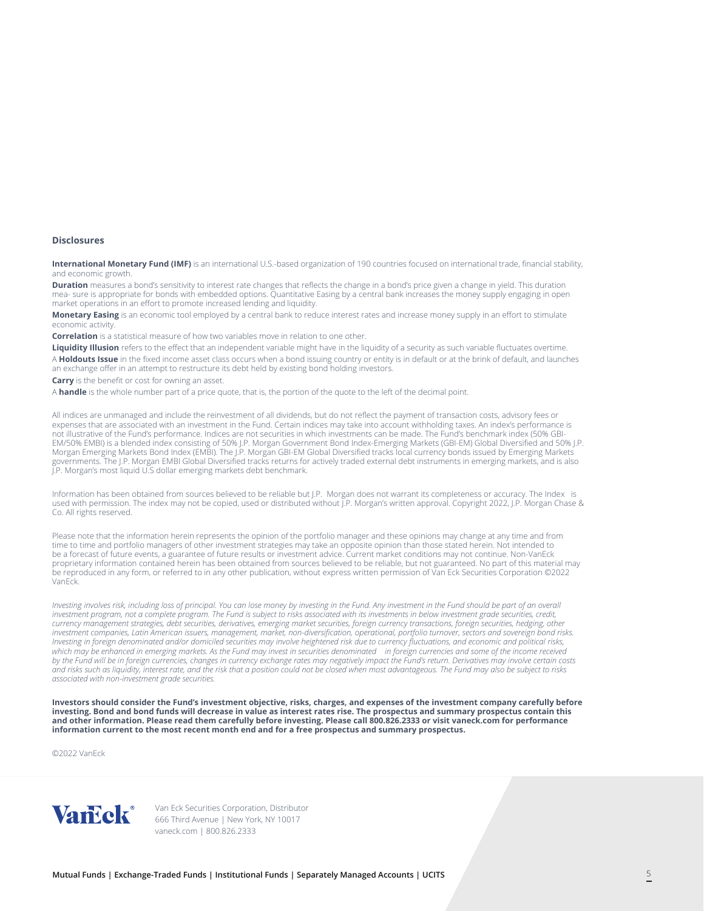## Disclosures

**International Monetary Fund (IMF)** is an international U.S.-based organization of 190 countries focused on international trade, financial stability, and economic growth.

**Duration** measures a bond's sensitivity to interest rate changes that reflects the change in a bond's price given a change in yield. This duration mea- sure is appropriate for bonds with embedded options. Quantitative Easing by a central bank increases the money supply engaging in open market operations in an effort to promote increased lending and liquidity.

**Monetary Easing** is an economic tool employed by a central bank to reduce interest rates and increase money supply in an effort to stimulate economic activity.

**Correlation** is a statistical measure of how two variables move in relation to one other.

**Liquidity Illusion** refers to the effect that an independent variable might have in the liquidity of a security as such variable fluctuates overtime.

A **Holdouts Issue** in the fixed income asset class occurs when a bond issuing country or entity is in default or at the brink of default, and launches an exchange offer in an attempt to restructure its debt held by existing bond holding investors.

**Carry** is the benefit or cost for owning an asset.

A **handle** is the whole number part of a price quote, that is, the portion of the quote to the left of the decimal point.

All indices are unmanaged and include the reinvestment of all dividends, but do not reflect the payment of transaction costs, advisory fees or expenses that are associated with an investment in the Fund. Certain indices may take into account withholding taxes. An index's performance is not illustrative of the Fund's performance. Indices are not securities in which investments can be made. The Fund's benchmark index (50% GBI-EM/50% EMBI) is a blended index consisting of 50% J.P. Morgan Government Bond Index-Emerging Markets (GBI-EM) Global Diversified and 50% J.P. Morgan Emerging Markets Bond Index (EMBI). The J.P. Morgan GBI-EM Global Diversified tracks local currency bonds issued by Emerging Markets governments. The J.P. Morgan EMBI Global Diversified tracks returns for actively traded external debt instruments in emerging markets, and is also J.P. Morgan's most liquid U.S dollar emerging markets debt benchmark.

Information has been obtained from sources believed to be reliable but J.P. Morgan does not warrant its completeness or accuracy. The Index is used with permission. The index may not be copied, used or distributed without J.P. Morgan's written approval. Copyright 2022, J.P. Morgan Chase & Co. All rights reserved.

Please note that the information herein represents the opinion of the portfolio manager and these opinions may change at any time and from time to time and portfolio managers of other investment strategies may take an opposite opinion than those stated herein. Not intended to be a forecast of future events, a guarantee of future results or investment advice. Current market conditions may not continue. Non-VanEck proprietary information contained herein has been obtained from sources believed to be reliable, but not guaranteed. No part of this material may be reproduced in any form, or referred to in any other publication, without express written permission of Van Eck Securities Corporation ©2022 VanEck.

*Investing involves risk, including loss of principal. You can lose money by investing in the Fund. Any investment in the Fund should be part of an overall investment program, not a complete program. The Fund is subject to risks associated with its investments in below investment grade securities, credit, currency management strategies, debt securities, derivatives, emerging market securities, foreign currency transactions, foreign securities, hedging, other investment companies, Latin American issuers, management, market, non-diversification, operational, portfolio turnover, sectors and sovereign bond risks. Investing in foreign denominated and/or domiciled securities may involve heightened risk due to currency fluctuations, and economic and political risks, which may be enhanced in emerging markets. As the Fund may invest in securities denominated in foreign currencies and some of the income received by the Fund will be in foreign currencies, changes in currency exchange rates may negatively impact the Fund's return. Derivatives may involve certain costs and risks such as liquidity, interest rate, and the risk that a position could not be closed when most advantageous. The Fund may also be subject to risks associated with non-investment grade securities.*

**Investors should consider the Fund's investment objective, risks, charges, and expenses of the investment company carefully before investing. Bond and bond funds will decrease in value as interest rates rise. The prospectus and summary prospectus contain this and other information. Please read them carefully before investing. Please call 800.826.2333 or visit vaneck.com for performance information current to the most recent month end and for a free prospectus and summary prospectus.**

©2022 VanEck

VanEck®

Van Eck Securities Corporation, Distributor
666 Third Avenue | New York, NY 10017
vaneck.com | 800.826.2333

**Mutual Funds | Exchange-Traded Funds | Institutional Funds | Separately Managed Accounts | UCITS**